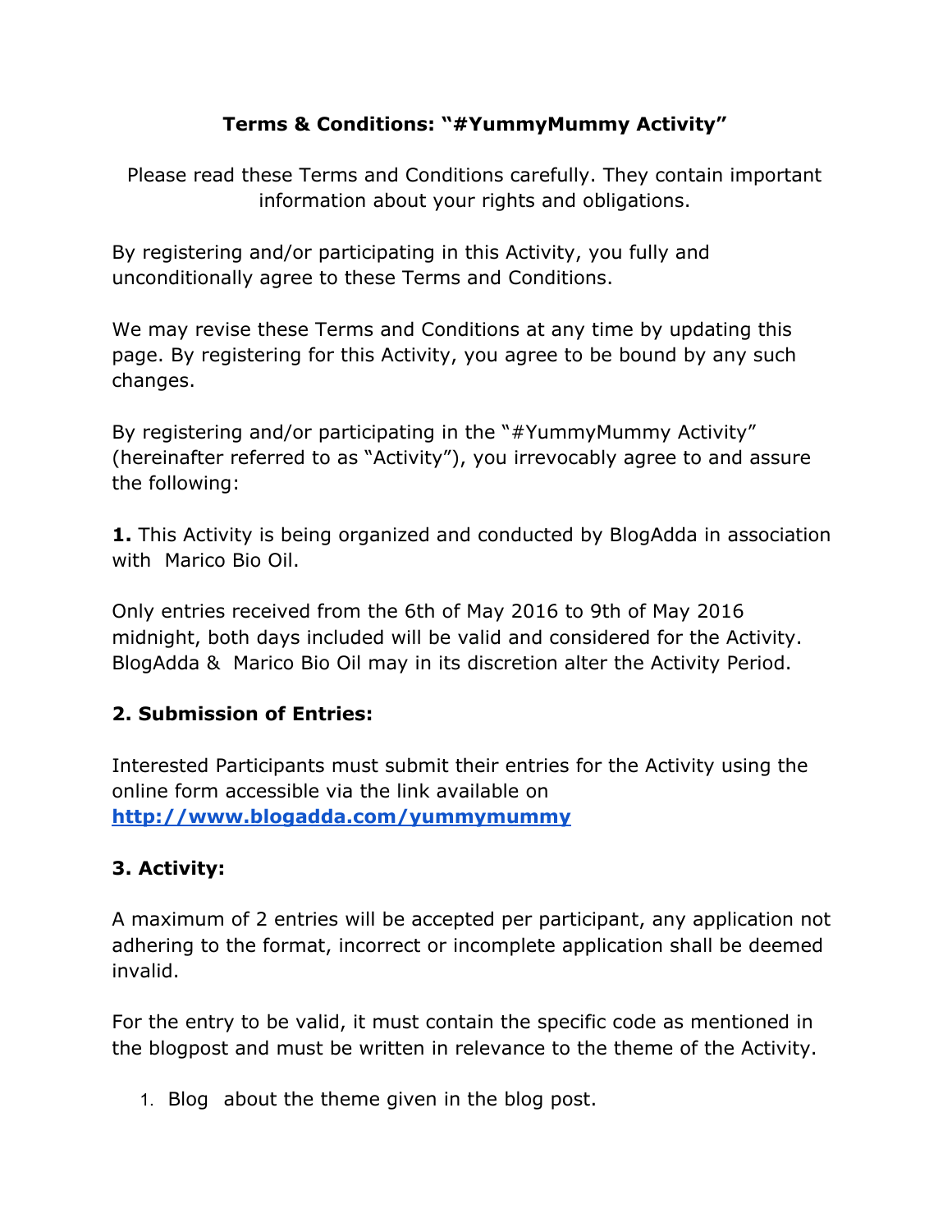# Terms & Conditions: "#YummyMummy Activity"

Please read these Terms and Conditions carefully. They contain important information about your rights and obligations.

By registering and/or participating in this Activity, you fully and unconditionally agree to these Terms and Conditions.

We may revise these Terms and Conditions at any time by updating this page. By registering for this Activity, you agree to be bound by any such changes.

By registering and/or participating in the "#YummyMummy Activity" (hereinafter referred to as "Activity"), you irrevocably agree to and assure the following:

**1.** This Activity is being organized and conducted by BlogAdda in association with Marico Bio Oil.

Only entries received from the 6th of May 2016 to 9th of May 2016 midnight, both days included will be valid and considered for the Activity. BlogAdda & Marico Bio Oil may in its discretion alter the Activity Period.

## 2. Submission of Entries:

Interested Participants must submit their entries for the Activity using the online form accessible via the link available on **http://www.blogadda.com/yummymummy**

## 3. Activity:

A maximum of 2 entries will be accepted per participant, any application not adhering to the format, incorrect or incomplete application shall be deemed invalid.

For the entry to be valid, it must contain the specific code as mentioned in the blogpost and must be written in relevance to the theme of the Activity.

1. Blog about the theme given in the blog post.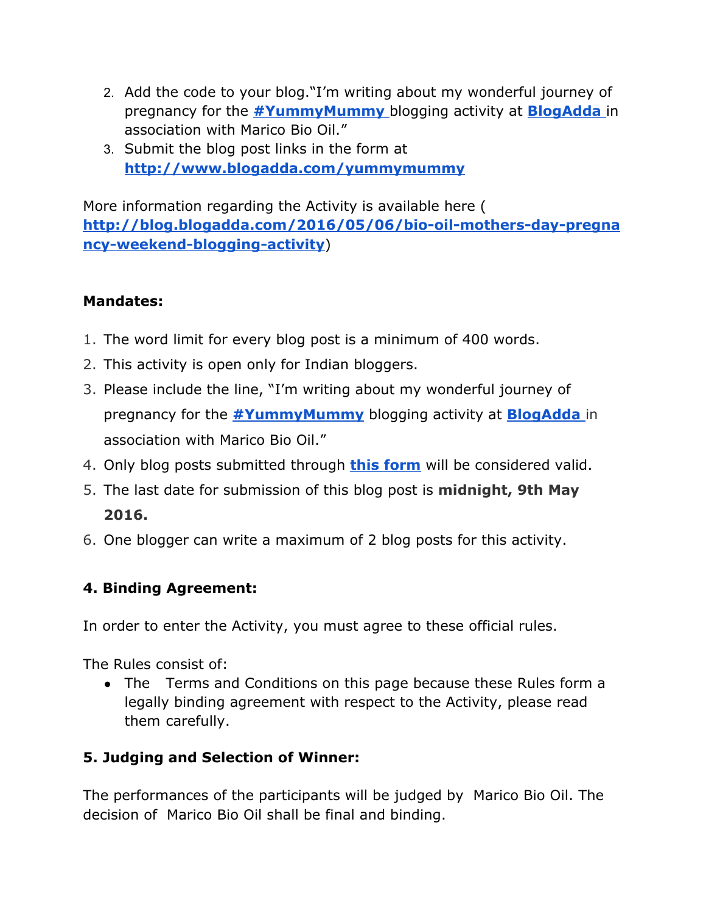2. Add the code to your blog.“I’m writing about my wonderful journey of pregnancy for the **#YummyMummy** blogging activity at **BlogAdda** in association with Marico Bio Oil.”
3. Submit the blog post links in the form at **http://www.blogadda.com/yummymummy**

More information regarding the Activity is available here ( **http://blog.blogadda.com/2016/05/06/bio-oil-mothers-day-pregnancy-weekend-blogging-activity**)

**Mandates:**

1. The word limit for every blog post is a minimum of 400 words.
2. This activity is open only for Indian bloggers.
3. Please include the line, “I’m writing about my wonderful journey of pregnancy for the **#YummyMummy** blogging activity at **BlogAdda** in association with Marico Bio Oil.”
4. Only blog posts submitted through **this form** will be considered valid.
5. The last date for submission of this blog post is **midnight, 9th May 2016.**
6. One blogger can write a maximum of 2 blog posts for this activity.

**4. Binding Agreement:**

In order to enter the Activity, you must agree to these official rules.

The Rules consist of:

- The Terms and Conditions on this page because these Rules form a legally binding agreement with respect to the Activity, please read them carefully.

**5. Judging and Selection of Winner:**

The performances of the participants will be judged by Marico Bio Oil. The decision of Marico Bio Oil shall be final and binding.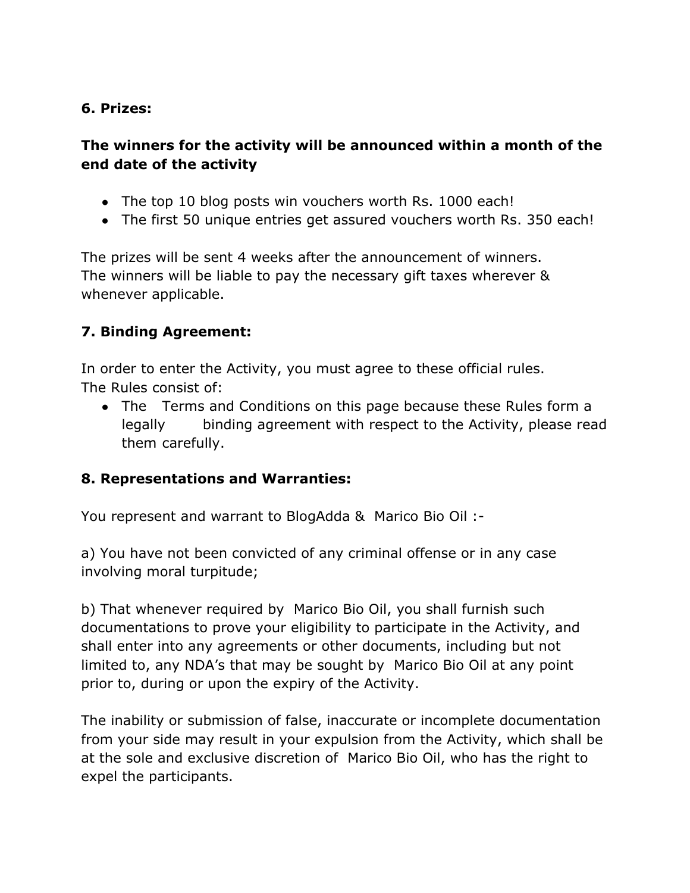**6. Prizes:**

**The winners for the activity will be announced within a month of the end date of the activity**

- The top 10 blog posts win vouchers worth Rs. 1000 each!
- The first 50 unique entries get assured vouchers worth Rs. 350 each!

The prizes will be sent 4 weeks after the announcement of winners.
The winners will be liable to pay the necessary gift taxes wherever & whenever applicable.

**7. Binding Agreement:**

In order to enter the Activity, you must agree to these official rules.
The Rules consist of:

- The Terms and Conditions on this page because these Rules form a legally binding agreement with respect to the Activity, please read them carefully.

**8. Representations and Warranties:**

You represent and warrant to BlogAdda & Marico Bio Oil :-

a) You have not been convicted of any criminal offense or in any case involving moral turpitude;

b) That whenever required by Marico Bio Oil, you shall furnish such documentations to prove your eligibility to participate in the Activity, and shall enter into any agreements or other documents, including but not limited to, any NDA's that may be sought by Marico Bio Oil at any point prior to, during or upon the expiry of the Activity.

The inability or submission of false, inaccurate or incomplete documentation from your side may result in your expulsion from the Activity, which shall be at the sole and exclusive discretion of Marico Bio Oil, who has the right to expel the participants.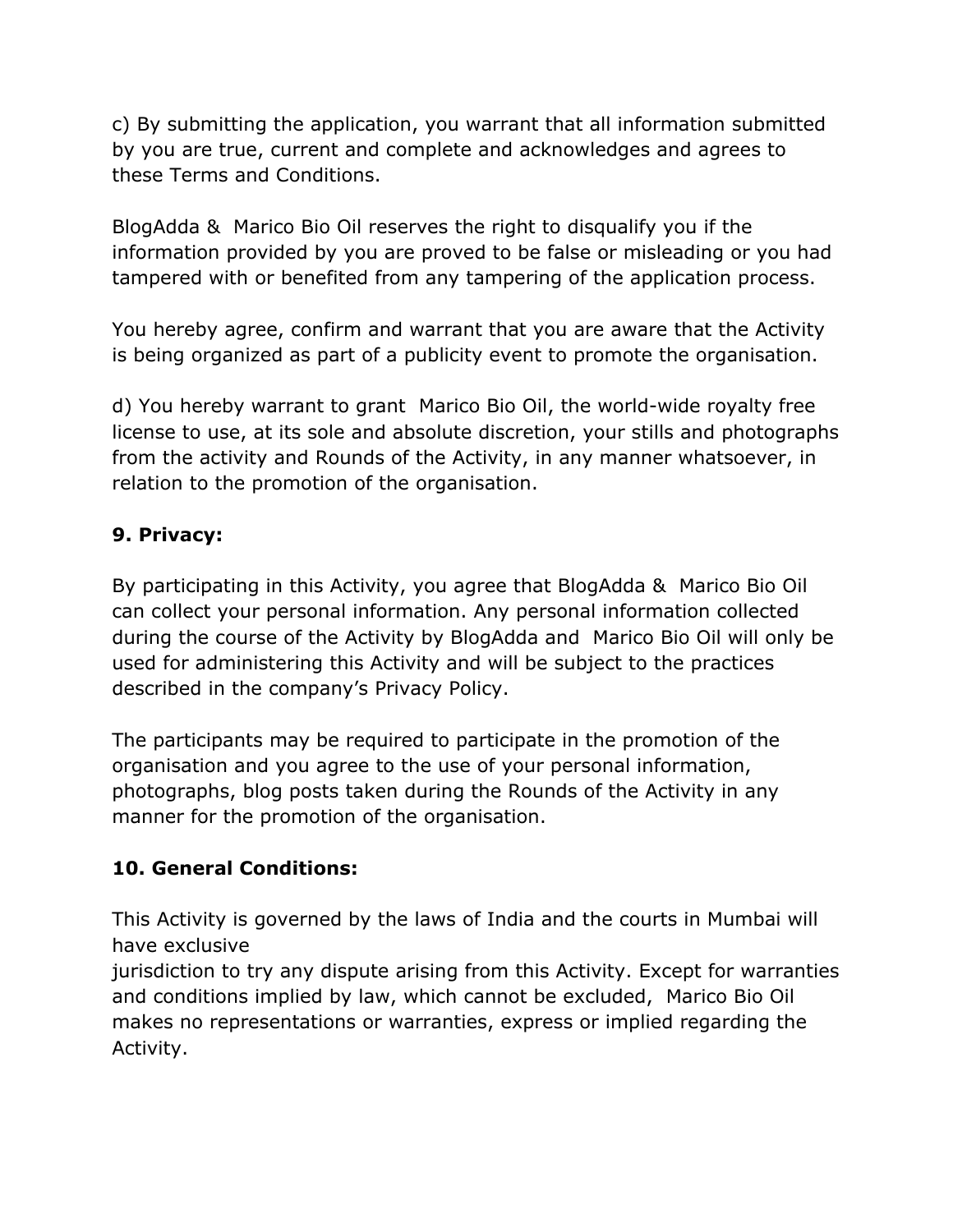c) By submitting the application, you warrant that all information submitted by you are true, current and complete and acknowledges and agrees to these Terms and Conditions.

BlogAdda & Marico Bio Oil reserves the right to disqualify you if the information provided by you are proved to be false or misleading or you had tampered with or benefited from any tampering of the application process.

You hereby agree, confirm and warrant that you are aware that the Activity is being organized as part of a publicity event to promote the organisation.

d) You hereby warrant to grant Marico Bio Oil, the world-wide royalty free license to use, at its sole and absolute discretion, your stills and photographs from the activity and Rounds of the Activity, in any manner whatsoever, in relation to the promotion of the organisation.

**9. Privacy:**

By participating in this Activity, you agree that BlogAdda & Marico Bio Oil can collect your personal information. Any personal information collected during the course of the Activity by BlogAdda and Marico Bio Oil will only be used for administering this Activity and will be subject to the practices described in the company's Privacy Policy.

The participants may be required to participate in the promotion of the organisation and you agree to the use of your personal information, photographs, blog posts taken during the Rounds of the Activity in any manner for the promotion of the organisation.

**10. General Conditions:**

This Activity is governed by the laws of India and the courts in Mumbai will have exclusive jurisdiction to try any dispute arising from this Activity. Except for warranties and conditions implied by law, which cannot be excluded, Marico Bio Oil makes no representations or warranties, express or implied regarding the Activity.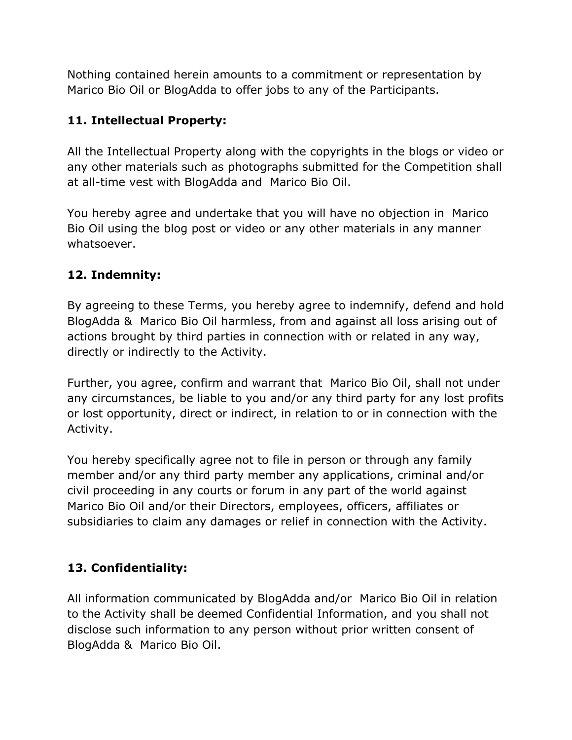Nothing contained herein amounts to a commitment or representation by Marico Bio Oil or BlogAdda to offer jobs to any of the Participants.

**11. Intellectual Property:**

All the Intellectual Property along with the copyrights in the blogs or video or any other materials such as photographs submitted for the Competition shall at all-time vest with BlogAdda and Marico Bio Oil.

You hereby agree and undertake that you will have no objection in Marico Bio Oil using the blog post or video or any other materials in any manner whatsoever.

**12. Indemnity:**

By agreeing to these Terms, you hereby agree to indemnify, defend and hold BlogAdda & Marico Bio Oil harmless, from and against all loss arising out of actions brought by third parties in connection with or related in any way, directly or indirectly to the Activity.

Further, you agree, confirm and warrant that Marico Bio Oil, shall not under any circumstances, be liable to you and/or any third party for any lost profits or lost opportunity, direct or indirect, in relation to or in connection with the Activity.

You hereby specifically agree not to file in person or through any family member and/or any third party member any applications, criminal and/or civil proceeding in any courts or forum in any part of the world against Marico Bio Oil and/or their Directors, employees, officers, affiliates or subsidiaries to claim any damages or relief in connection with the Activity.

**13. Confidentiality:**

All information communicated by BlogAdda and/or Marico Bio Oil in relation to the Activity shall be deemed Confidential Information, and you shall not disclose such information to any person without prior written consent of BlogAdda & Marico Bio Oil.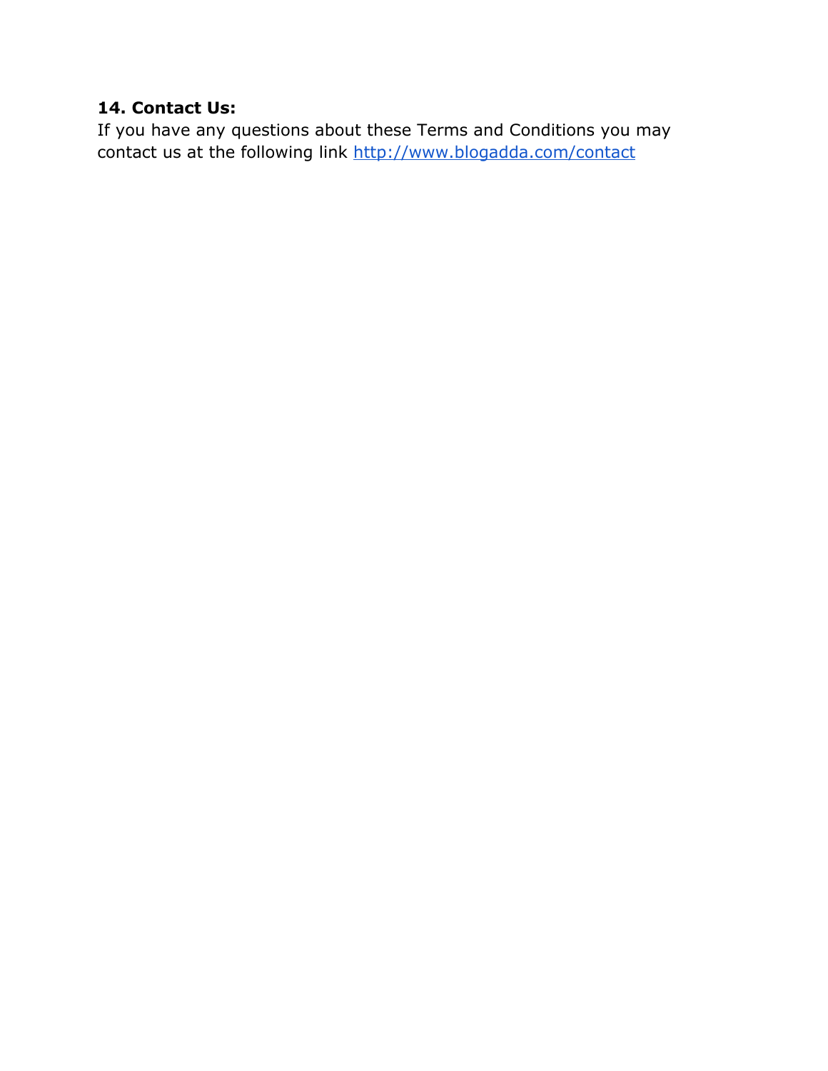**14. Contact Us:**

If you have any questions about these Terms and Conditions you may contact us at the following link [http://www.blogadda.com/contact](http://www.blogadda.com/contact)